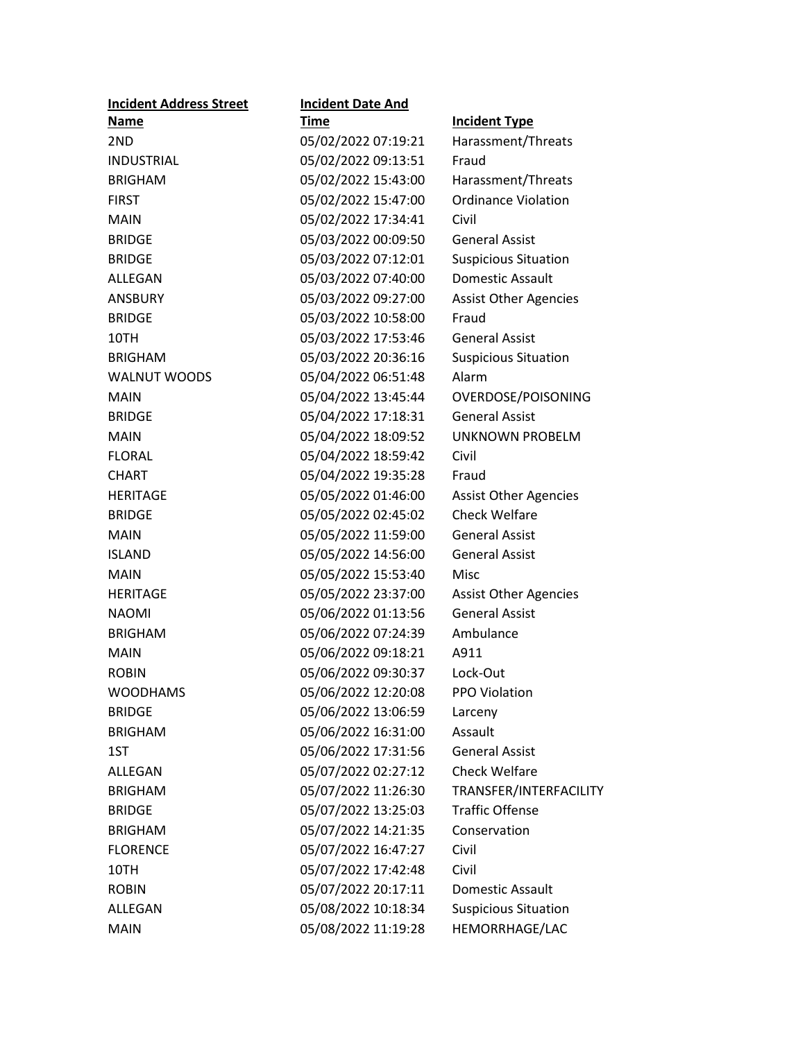| Incident Address Street Name | Incident Date And Time | Incident Type |
|---|---|---|
| 2ND | 05/02/2022 07:19:21 | Harassment/Threats |
| INDUSTRIAL | 05/02/2022 09:13:51 | Fraud |
| BRIGHAM | 05/02/2022 15:43:00 | Harassment/Threats |
| FIRST | 05/02/2022 15:47:00 | Ordinance Violation |
| MAIN | 05/02/2022 17:34:41 | Civil |
| BRIDGE | 05/03/2022 00:09:50 | General Assist |
| BRIDGE | 05/03/2022 07:12:01 | Suspicious Situation |
| ALLEGAN | 05/03/2022 07:40:00 | Domestic Assault |
| ANSBURY | 05/03/2022 09:27:00 | Assist Other Agencies |
| BRIDGE | 05/03/2022 10:58:00 | Fraud |
| 10TH | 05/03/2022 17:53:46 | General Assist |
| BRIGHAM | 05/03/2022 20:36:16 | Suspicious Situation |
| WALNUT WOODS | 05/04/2022 06:51:48 | Alarm |
| MAIN | 05/04/2022 13:45:44 | OVERDOSE/POISONING |
| BRIDGE | 05/04/2022 17:18:31 | General Assist |
| MAIN | 05/04/2022 18:09:52 | UNKNOWN PROBELM |
| FLORAL | 05/04/2022 18:59:42 | Civil |
| CHART | 05/04/2022 19:35:28 | Fraud |
| HERITAGE | 05/05/2022 01:46:00 | Assist Other Agencies |
| BRIDGE | 05/05/2022 02:45:02 | Check Welfare |
| MAIN | 05/05/2022 11:59:00 | General Assist |
| ISLAND | 05/05/2022 14:56:00 | General Assist |
| MAIN | 05/05/2022 15:53:40 | Misc |
| HERITAGE | 05/05/2022 23:37:00 | Assist Other Agencies |
| NAOMI | 05/06/2022 01:13:56 | General Assist |
| BRIGHAM | 05/06/2022 07:24:39 | Ambulance |
| MAIN | 05/06/2022 09:18:21 | A911 |
| ROBIN | 05/06/2022 09:30:37 | Lock-Out |
| WOODHAMS | 05/06/2022 12:20:08 | PPO Violation |
| BRIDGE | 05/06/2022 13:06:59 | Larceny |
| BRIGHAM | 05/06/2022 16:31:00 | Assault |
| 1ST | 05/06/2022 17:31:56 | General Assist |
| ALLEGAN | 05/07/2022 02:27:12 | Check Welfare |
| BRIGHAM | 05/07/2022 11:26:30 | TRANSFER/INTERFACILITY |
| BRIDGE | 05/07/2022 13:25:03 | Traffic Offense |
| BRIGHAM | 05/07/2022 14:21:35 | Conservation |
| FLORENCE | 05/07/2022 16:47:27 | Civil |
| 10TH | 05/07/2022 17:42:48 | Civil |
| ROBIN | 05/07/2022 20:17:11 | Domestic Assault |
| ALLEGAN | 05/08/2022 10:18:34 | Suspicious Situation |
| MAIN | 05/08/2022 11:19:28 | HEMORRHAGE/LAC |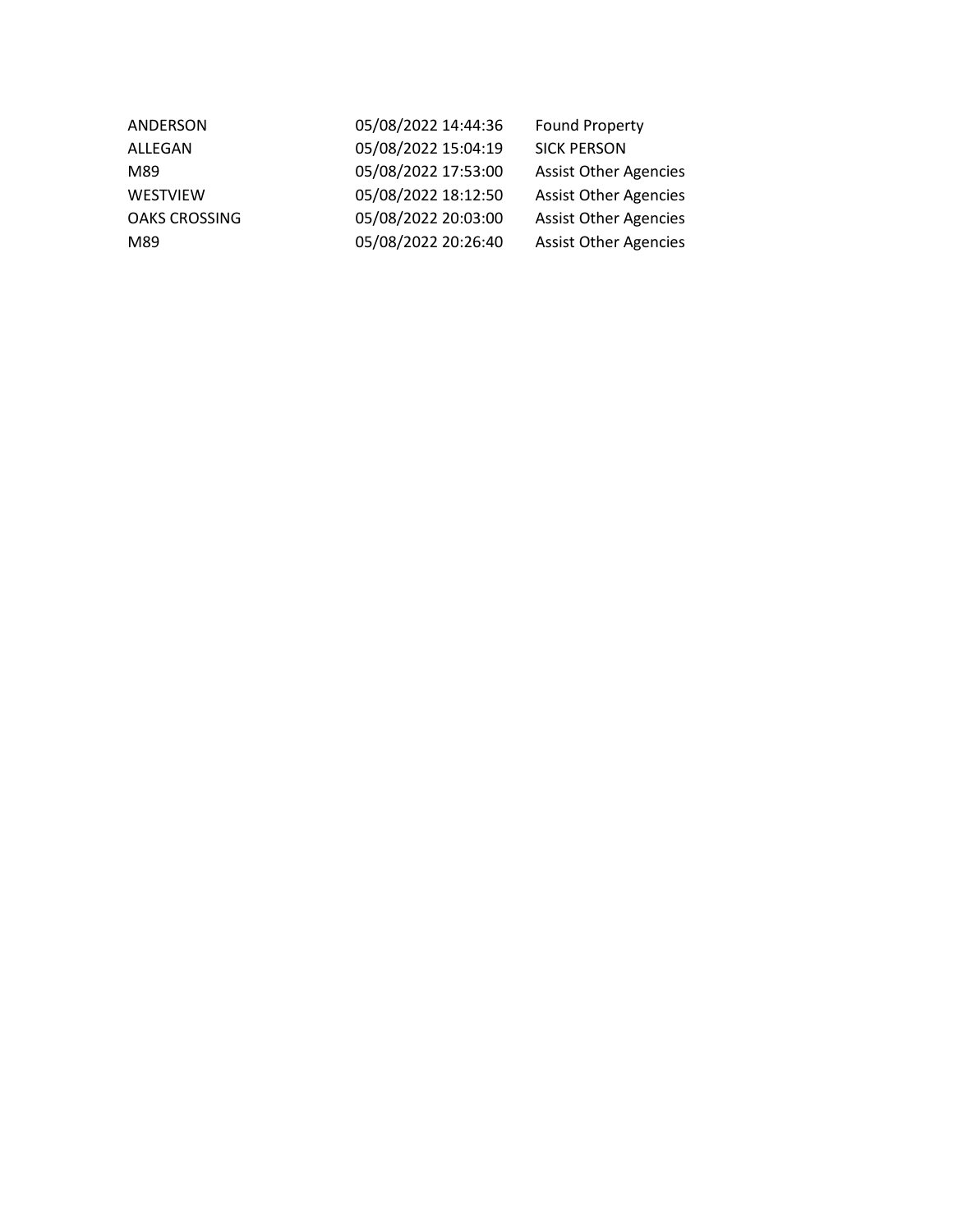| | | |
|---|---|---|
| ANDERSON | 05/08/2022 14:44:36 | Found Property |
| ALLEGAN | 05/08/2022 15:04:19 | SICK PERSON |
| M89 | 05/08/2022 17:53:00 | Assist Other Agencies |
| WESTVIEW | 05/08/2022 18:12:50 | Assist Other Agencies |
| OAKS CROSSING | 05/08/2022 20:03:00 | Assist Other Agencies |
| M89 | 05/08/2022 20:26:40 | Assist Other Agencies |